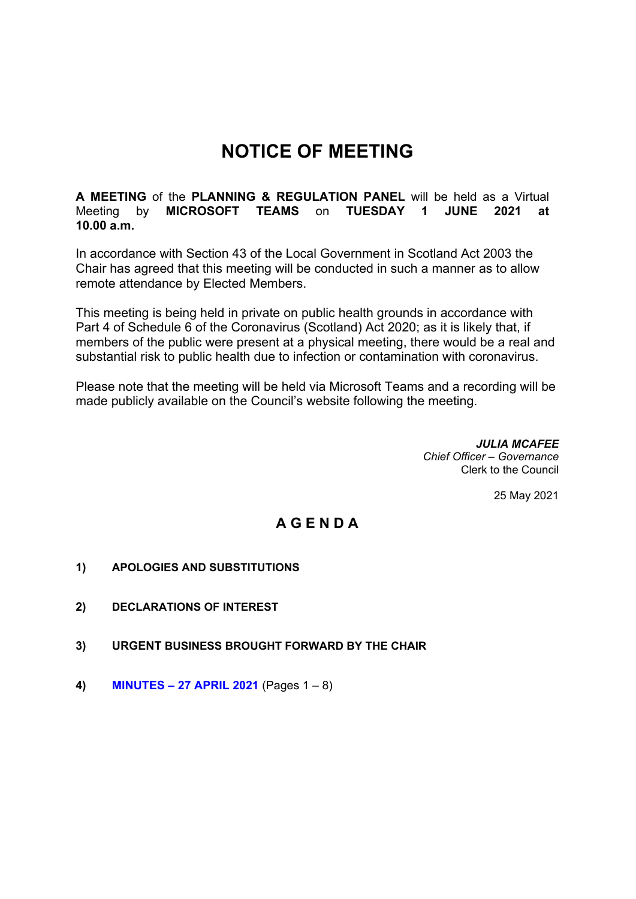# NOTICE OF MEETING

**A MEETING** of the **PLANNING & REGULATION PANEL** will be held as a Virtual Meeting by **MICROSOFT TEAMS** on **TUESDAY 1 JUNE 2021 at 10.00 a.m.**

In accordance with Section 43 of the Local Government in Scotland Act 2003 the Chair has agreed that this meeting will be conducted in such a manner as to allow remote attendance by Elected Members.

This meeting is being held in private on public health grounds in accordance with Part 4 of Schedule 6 of the Coronavirus (Scotland) Act 2020; as it is likely that, if members of the public were present at a physical meeting, there would be a real and substantial risk to public health due to infection or contamination with coronavirus.

Please note that the meeting will be held via Microsoft Teams and a recording will be made publicly available on the Council's website following the meeting.

***JULIA MCAFEE***
*Chief Officer – Governance*
Clerk to the Council

25 May 2021

## A G E N D A

**1) APOLOGIES AND SUBSTITUTIONS**

**2) DECLARATIONS OF INTEREST**

**3) URGENT BUSINESS BROUGHT FORWARD BY THE CHAIR**

**4) MINUTES – 27 APRIL 2021** (Pages 1 – 8)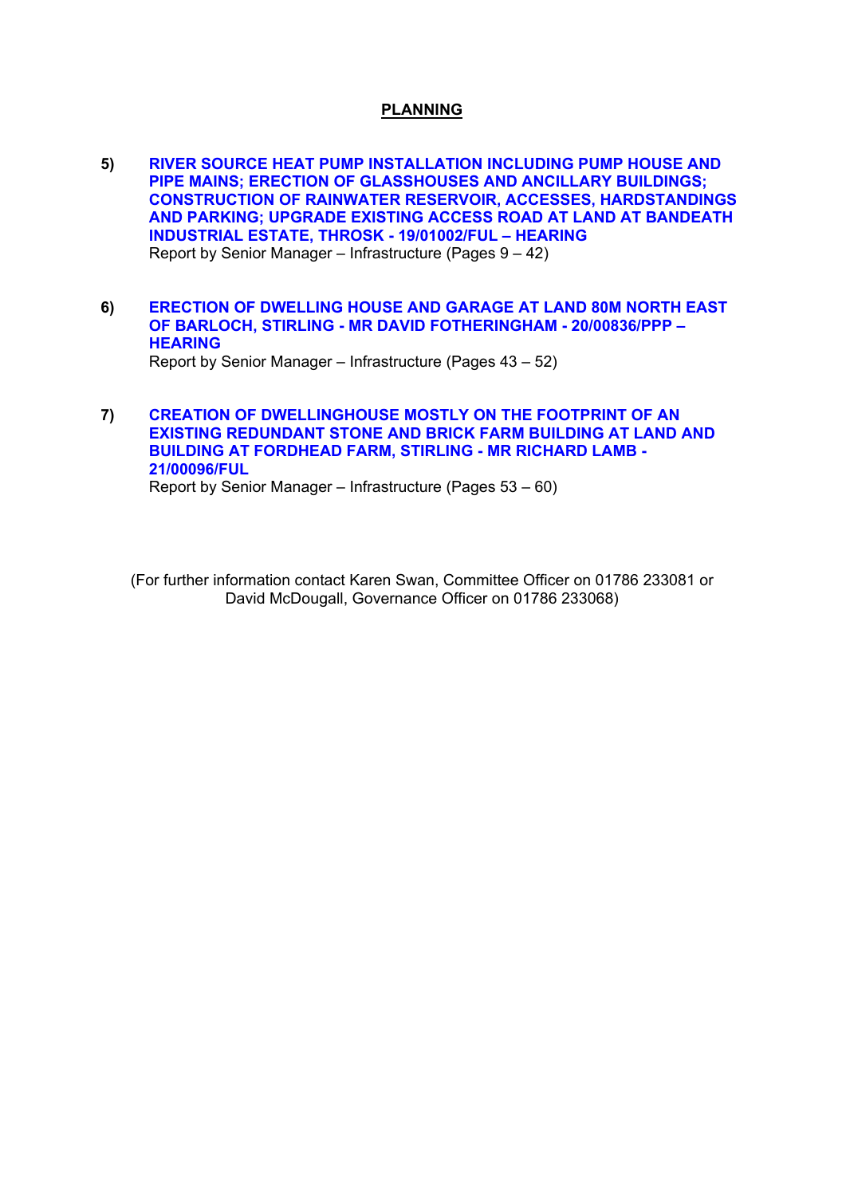## PLANNING

5) **RIVER SOURCE HEAT PUMP INSTALLATION INCLUDING PUMP HOUSE AND PIPE MAINS; ERECTION OF GLASSHOUSES AND ANCILLARY BUILDINGS; CONSTRUCTION OF RAINWATER RESERVOIR, ACCESSES, HARDSTANDINGS AND PARKING; UPGRADE EXISTING ACCESS ROAD AT LAND AT BANDEATH INDUSTRIAL ESTATE, THROSK - 19/01002/FUL – HEARING**
Report by Senior Manager – Infrastructure (Pages 9 – 42)

6) **ERECTION OF DWELLING HOUSE AND GARAGE AT LAND 80M NORTH EAST OF BARLOCH, STIRLING - MR DAVID FOTHERINGHAM - 20/00836/PPP – HEARING**
Report by Senior Manager – Infrastructure (Pages 43 – 52)

7) **CREATION OF DWELLINGHOUSE MOSTLY ON THE FOOTPRINT OF AN EXISTING REDUNDANT STONE AND BRICK FARM BUILDING AT LAND AND BUILDING AT FORDHEAD FARM, STIRLING - MR RICHARD LAMB - 21/00096/FUL**
Report by Senior Manager – Infrastructure (Pages 53 – 60)

(For further information contact Karen Swan, Committee Officer on 01786 233081 or David McDougall, Governance Officer on 01786 233068)